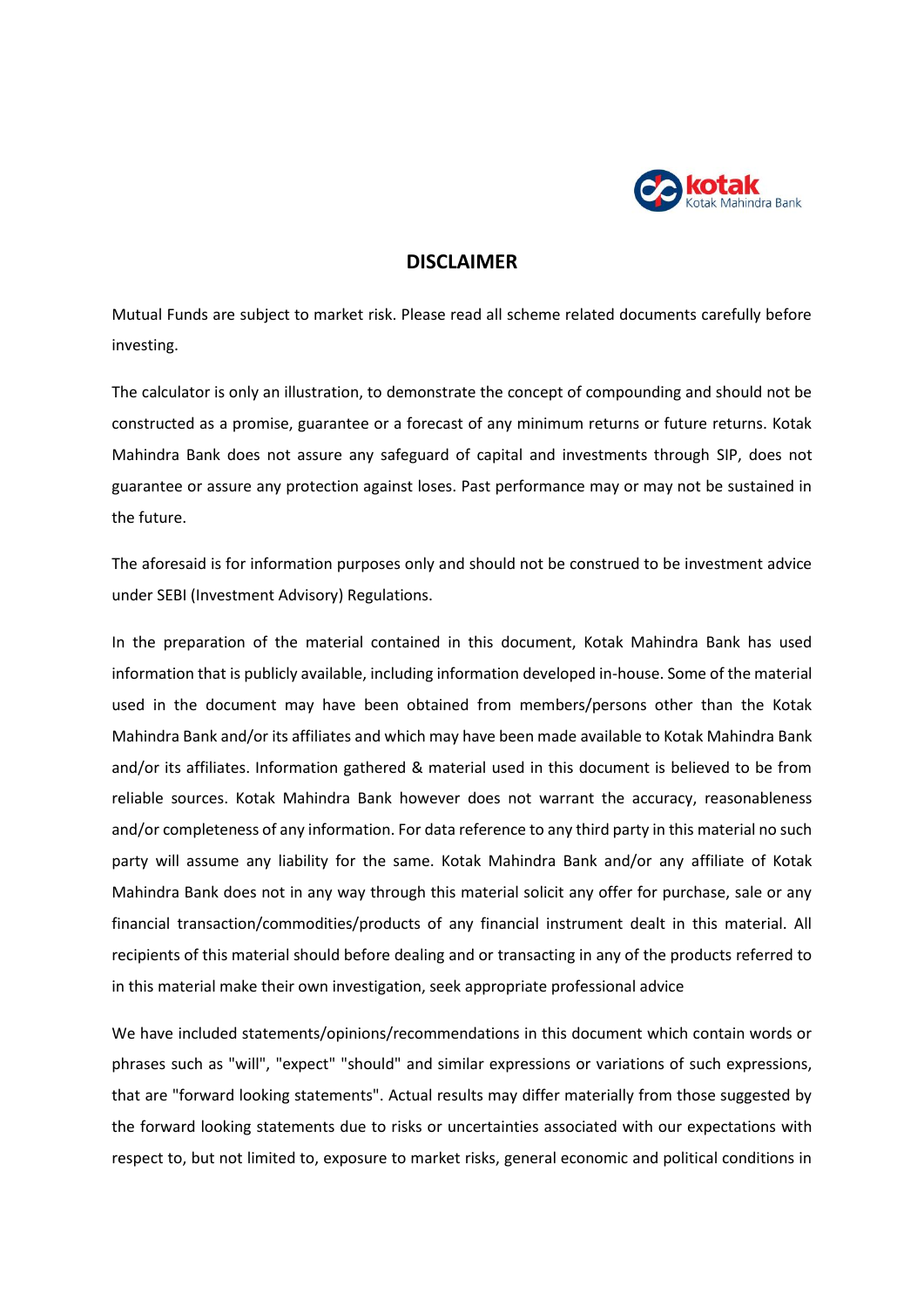# DISCLAIMER

Mutual Funds are subject to market risk. Please read all scheme related documents carefully before investing.

The calculator is only an illustration, to demonstrate the concept of compounding and should not be constructed as a promise, guarantee or a forecast of any minimum returns or future returns. Kotak Mahindra Bank does not assure any safeguard of capital and investments through SIP, does not guarantee or assure any protection against loses. Past performance may or may not be sustained in the future.

The aforesaid is for information purposes only and should not be construed to be investment advice under SEBI (Investment Advisory) Regulations.

In the preparation of the material contained in this document, Kotak Mahindra Bank has used information that is publicly available, including information developed in-house. Some of the material used in the document may have been obtained from members/persons other than the Kotak Mahindra Bank and/or its affiliates and which may have been made available to Kotak Mahindra Bank and/or its affiliates. Information gathered & material used in this document is believed to be from reliable sources. Kotak Mahindra Bank however does not warrant the accuracy, reasonableness and/or completeness of any information. For data reference to any third party in this material no such party will assume any liability for the same. Kotak Mahindra Bank and/or any affiliate of Kotak Mahindra Bank does not in any way through this material solicit any offer for purchase, sale or any financial transaction/commodities/products of any financial instrument dealt in this material. All recipients of this material should before dealing and or transacting in any of the products referred to in this material make their own investigation, seek appropriate professional advice

We have included statements/opinions/recommendations in this document which contain words or phrases such as "will", "expect" "should" and similar expressions or variations of such expressions, that are "forward looking statements". Actual results may differ materially from those suggested by the forward looking statements due to risks or uncertainties associated with our expectations with respect to, but not limited to, exposure to market risks, general economic and political conditions in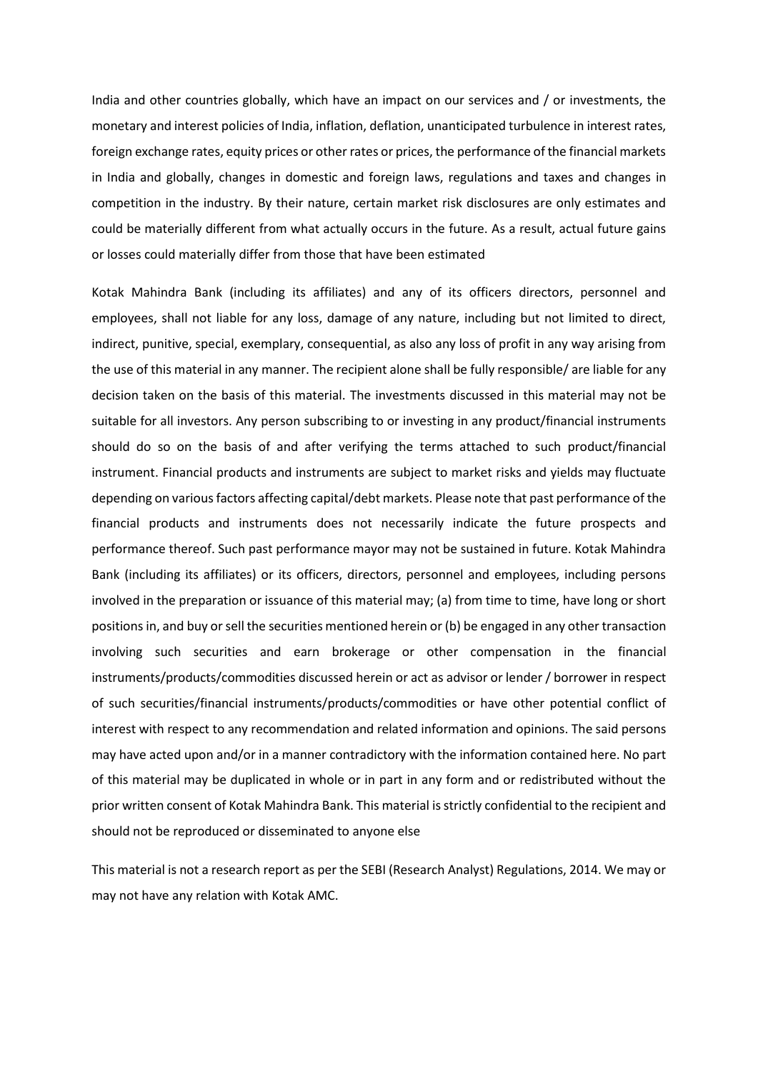India and other countries globally, which have an impact on our services and / or investments, the monetary and interest policies of India, inflation, deflation, unanticipated turbulence in interest rates, foreign exchange rates, equity prices or other rates or prices, the performance of the financial markets in India and globally, changes in domestic and foreign laws, regulations and taxes and changes in competition in the industry. By their nature, certain market risk disclosures are only estimates and could be materially different from what actually occurs in the future. As a result, actual future gains or losses could materially differ from those that have been estimated

Kotak Mahindra Bank (including its affiliates) and any of its officers directors, personnel and employees, shall not liable for any loss, damage of any nature, including but not limited to direct, indirect, punitive, special, exemplary, consequential, as also any loss of profit in any way arising from the use of this material in any manner. The recipient alone shall be fully responsible/ are liable for any decision taken on the basis of this material. The investments discussed in this material may not be suitable for all investors. Any person subscribing to or investing in any product/financial instruments should do so on the basis of and after verifying the terms attached to such product/financial instrument. Financial products and instruments are subject to market risks and yields may fluctuate depending on various factors affecting capital/debt markets. Please note that past performance of the financial products and instruments does not necessarily indicate the future prospects and performance thereof. Such past performance mayor may not be sustained in future. Kotak Mahindra Bank (including its affiliates) or its officers, directors, personnel and employees, including persons involved in the preparation or issuance of this material may; (a) from time to time, have long or short positions in, and buy or sell the securities mentioned herein or (b) be engaged in any other transaction involving such securities and earn brokerage or other compensation in the financial instruments/products/commodities discussed herein or act as advisor or lender / borrower in respect of such securities/financial instruments/products/commodities or have other potential conflict of interest with respect to any recommendation and related information and opinions. The said persons may have acted upon and/or in a manner contradictory with the information contained here. No part of this material may be duplicated in whole or in part in any form and or redistributed without the prior written consent of Kotak Mahindra Bank. This material is strictly confidential to the recipient and should not be reproduced or disseminated to anyone else

This material is not a research report as per the SEBI (Research Analyst) Regulations, 2014. We may or may not have any relation with Kotak AMC.